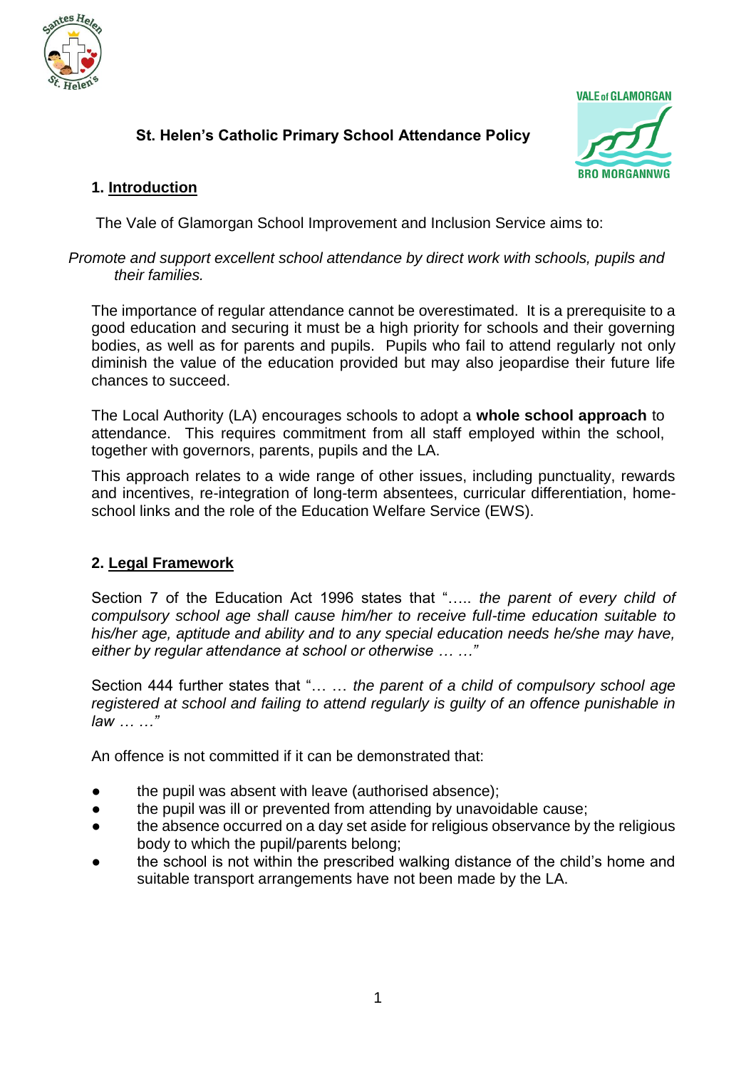# St. Helen's Catholic Primary School Attendance Policy

## 1. Introduction

The Vale of Glamorgan School Improvement and Inclusion Service aims to:

*Promote and support excellent school attendance by direct work with schools, pupils and their families.*

The importance of regular attendance cannot be overestimated. It is a prerequisite to a good education and securing it must be a high priority for schools and their governing bodies, as well as for parents and pupils. Pupils who fail to attend regularly not only diminish the value of the education provided but may also jeopardise their future life chances to succeed.

The Local Authority (LA) encourages schools to adopt a **whole school approach** to attendance. This requires commitment from all staff employed within the school, together with governors, parents, pupils and the LA.

This approach relates to a wide range of other issues, including punctuality, rewards and incentives, re-integration of long-term absentees, curricular differentiation, home-school links and the role of the Education Welfare Service (EWS).

## 2. Legal Framework

Section 7 of the Education Act 1996 states that "….. *the parent of every child of compulsory school age shall cause him/her to receive full-time education suitable to his/her age, aptitude and ability and to any special education needs he/she may have, either by regular attendance at school or otherwise … …"*

Section 444 further states that "… … *the parent of a child of compulsory school age registered at school and failing to attend regularly is guilty of an offence punishable in law … …"*

An offence is not committed if it can be demonstrated that:

- the pupil was absent with leave (authorised absence);
- the pupil was ill or prevented from attending by unavoidable cause;
- the absence occurred on a day set aside for religious observance by the religious body to which the pupil/parents belong;
- the school is not within the prescribed walking distance of the child's home and suitable transport arrangements have not been made by the LA.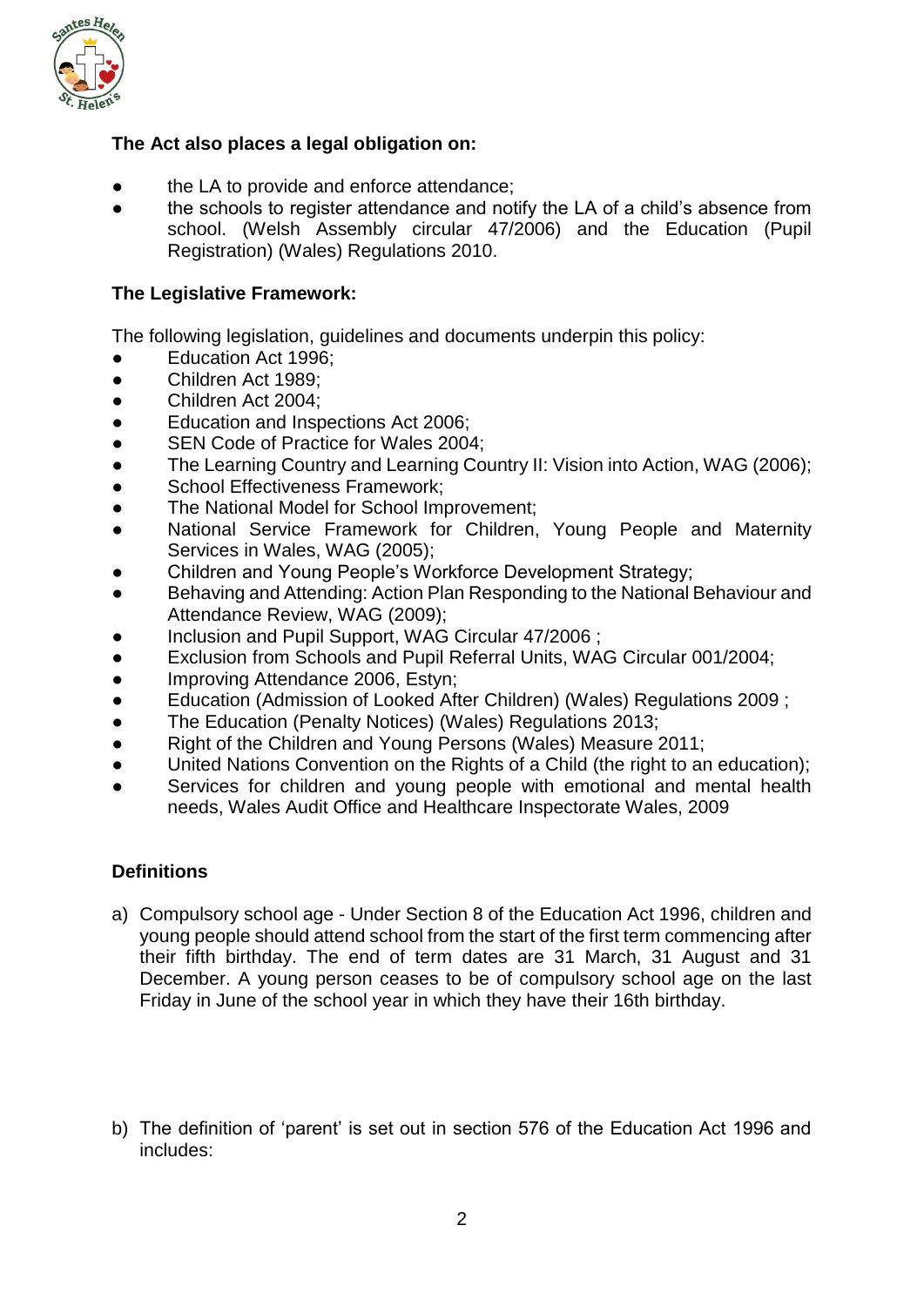**The Act also places a legal obligation on:**

- the LA to provide and enforce attendance;
- the schools to register attendance and notify the LA of a child's absence from school. (Welsh Assembly circular 47/2006) and the Education (Pupil Registration) (Wales) Regulations 2010.

**The Legislative Framework:**

The following legislation, guidelines and documents underpin this policy:

- Education Act 1996;
- Children Act 1989;
- Children Act 2004;
- Education and Inspections Act 2006;
- SEN Code of Practice for Wales 2004;
- The Learning Country and Learning Country II: Vision into Action, WAG (2006);
- School Effectiveness Framework;
- The National Model for School Improvement;
- National Service Framework for Children, Young People and Maternity Services in Wales, WAG (2005);
- Children and Young People's Workforce Development Strategy;
- Behaving and Attending: Action Plan Responding to the National Behaviour and Attendance Review, WAG (2009);
- Inclusion and Pupil Support, WAG Circular 47/2006 ;
- Exclusion from Schools and Pupil Referral Units, WAG Circular 001/2004;
- Improving Attendance 2006, Estyn;
- Education (Admission of Looked After Children) (Wales) Regulations 2009 ;
- The Education (Penalty Notices) (Wales) Regulations 2013;
- Right of the Children and Young Persons (Wales) Measure 2011;
- United Nations Convention on the Rights of a Child (the right to an education);
- Services for children and young people with emotional and mental health needs, Wales Audit Office and Healthcare Inspectorate Wales, 2009

**Definitions**

a) Compulsory school age - Under Section 8 of the Education Act 1996, children and young people should attend school from the start of the first term commencing after their fifth birthday. The end of term dates are 31 March, 31 August and 31 December. A young person ceases to be of compulsory school age on the last Friday in June of the school year in which they have their 16th birthday.

b) The definition of 'parent' is set out in section 576 of the Education Act 1996 and includes: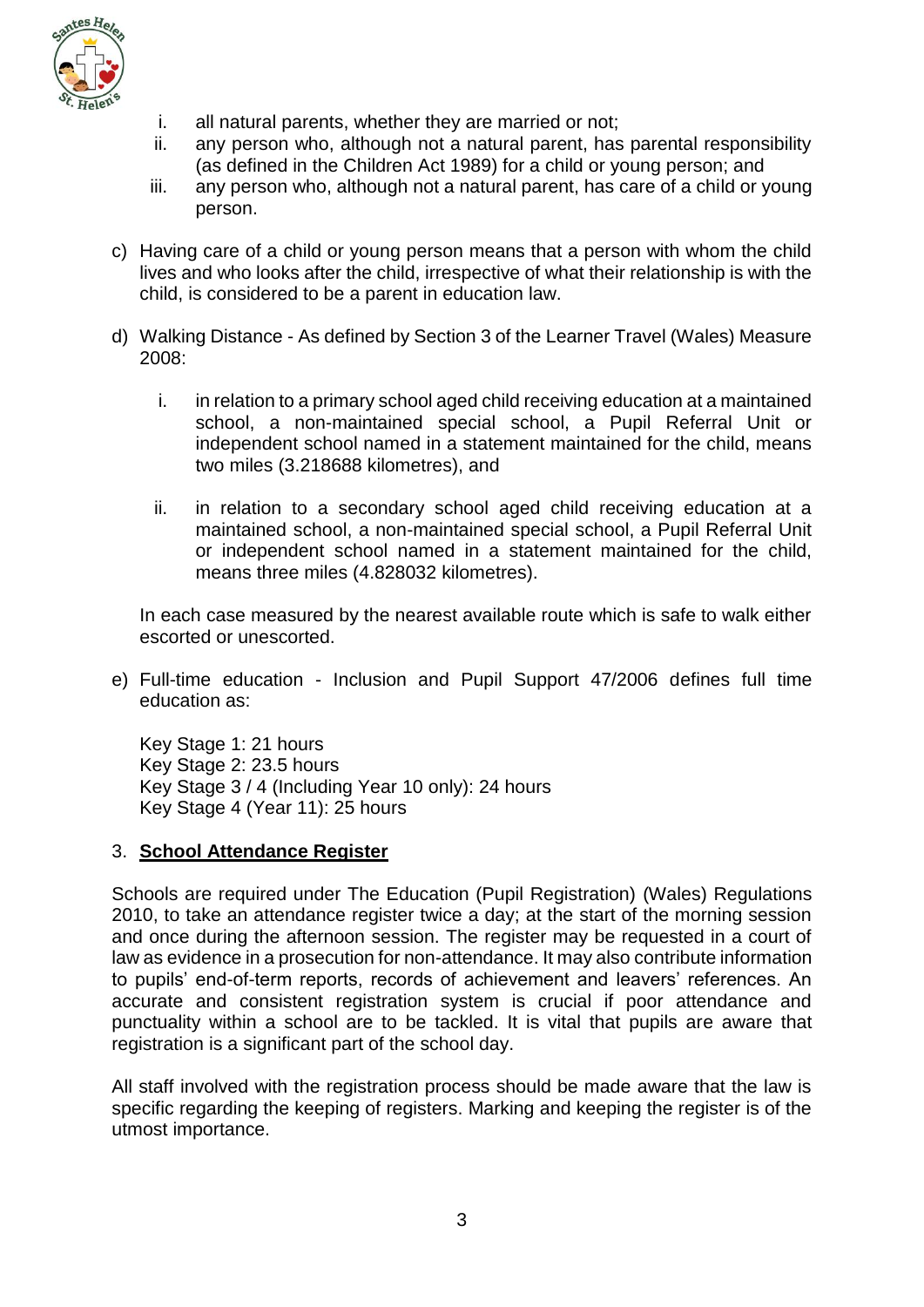i. all natural parents, whether they are married or not;
ii. any person who, although not a natural parent, has parental responsibility (as defined in the Children Act 1989) for a child or young person; and
iii. any person who, although not a natural parent, has care of a child or young person.

c) Having care of a child or young person means that a person with whom the child lives and who looks after the child, irrespective of what their relationship is with the child, is considered to be a parent in education law.

d) Walking Distance - As defined by Section 3 of the Learner Travel (Wales) Measure 2008:

   i. in relation to a primary school aged child receiving education at a maintained school, a non-maintained special school, a Pupil Referral Unit or independent school named in a statement maintained for the child, means two miles (3.218688 kilometres), and

   ii. in relation to a secondary school aged child receiving education at a maintained school, a non-maintained special school, a Pupil Referral Unit or independent school named in a statement maintained for the child, means three miles (4.828032 kilometres).

   In each case measured by the nearest available route which is safe to walk either escorted or unescorted.

e) Full-time education - Inclusion and Pupil Support 47/2006 defines full time education as:

   Key Stage 1: 21 hours
   Key Stage 2: 23.5 hours
   Key Stage 3 / 4 (Including Year 10 only): 24 hours
   Key Stage 4 (Year 11): 25 hours

## 3. **School Attendance Register**

Schools are required under The Education (Pupil Registration) (Wales) Regulations 2010, to take an attendance register twice a day; at the start of the morning session and once during the afternoon session. The register may be requested in a court of law as evidence in a prosecution for non-attendance. It may also contribute information to pupils' end-of-term reports, records of achievement and leavers' references. An accurate and consistent registration system is crucial if poor attendance and punctuality within a school are to be tackled. It is vital that pupils are aware that registration is a significant part of the school day.

All staff involved with the registration process should be made aware that the law is specific regarding the keeping of registers. Marking and keeping the register is of the utmost importance.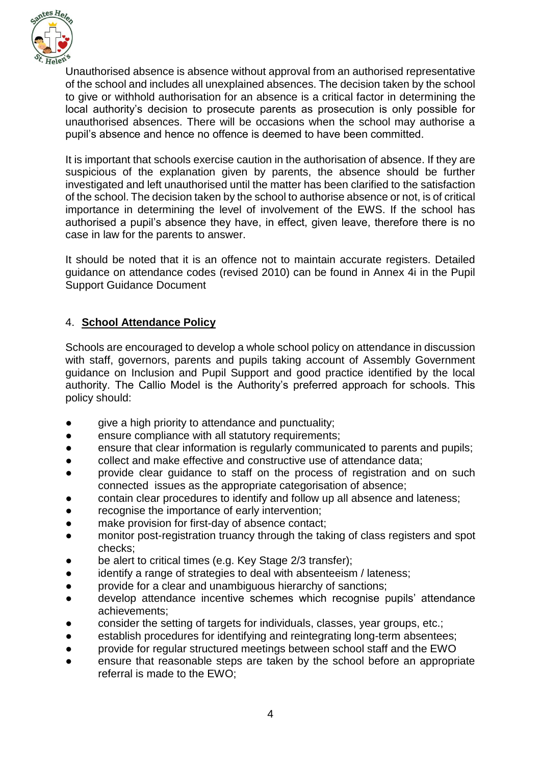Unauthorised absence is absence without approval from an authorised representative of the school and includes all unexplained absences. The decision taken by the school to give or withhold authorisation for an absence is a critical factor in determining the local authority's decision to prosecute parents as prosecution is only possible for unauthorised absences. There will be occasions when the school may authorise a pupil's absence and hence no offence is deemed to have been committed.

It is important that schools exercise caution in the authorisation of absence. If they are suspicious of the explanation given by parents, the absence should be further investigated and left unauthorised until the matter has been clarified to the satisfaction of the school. The decision taken by the school to authorise absence or not, is of critical importance in determining the level of involvement of the EWS. If the school has authorised a pupil's absence they have, in effect, given leave, therefore there is no case in law for the parents to answer.

It should be noted that it is an offence not to maintain accurate registers. Detailed guidance on attendance codes (revised 2010) can be found in Annex 4i in the Pupil Support Guidance Document

## 4. **School Attendance Policy**

Schools are encouraged to develop a whole school policy on attendance in discussion with staff, governors, parents and pupils taking account of Assembly Government guidance on Inclusion and Pupil Support and good practice identified by the local authority. The Callio Model is the Authority's preferred approach for schools. This policy should:

- give a high priority to attendance and punctuality;
- ensure compliance with all statutory requirements;
- ensure that clear information is regularly communicated to parents and pupils;
- collect and make effective and constructive use of attendance data;
- provide clear guidance to staff on the process of registration and on such connected issues as the appropriate categorisation of absence;
- contain clear procedures to identify and follow up all absence and lateness;
- recognise the importance of early intervention;
- make provision for first-day of absence contact;
- monitor post-registration truancy through the taking of class registers and spot checks;
- be alert to critical times (e.g. Key Stage 2/3 transfer);
- identify a range of strategies to deal with absenteeism / lateness;
- provide for a clear and unambiguous hierarchy of sanctions;
- develop attendance incentive schemes which recognise pupils' attendance achievements;
- consider the setting of targets for individuals, classes, year groups, etc.;
- establish procedures for identifying and reintegrating long-term absentees;
- provide for regular structured meetings between school staff and the EWO
- ensure that reasonable steps are taken by the school before an appropriate referral is made to the EWO;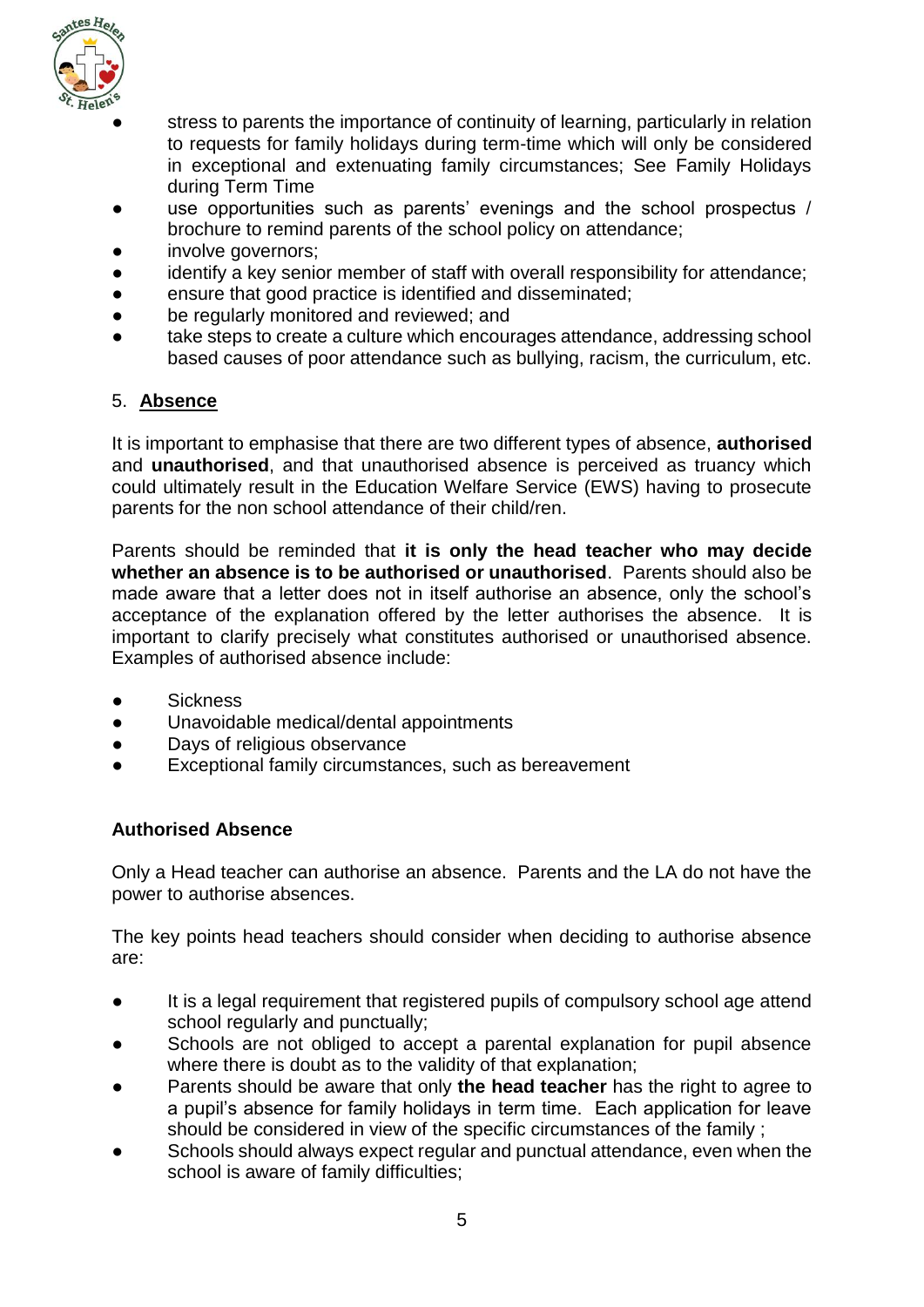- stress to parents the importance of continuity of learning, particularly in relation to requests for family holidays during term-time which will only be considered in exceptional and extenuating family circumstances; See Family Holidays during Term Time
- use opportunities such as parents' evenings and the school prospectus / brochure to remind parents of the school policy on attendance;
- involve governors;
- identify a key senior member of staff with overall responsibility for attendance;
- ensure that good practice is identified and disseminated;
- be regularly monitored and reviewed; and
- take steps to create a culture which encourages attendance, addressing school based causes of poor attendance such as bullying, racism, the curriculum, etc.

## 5. **Absence**

It is important to emphasise that there are two different types of absence, **authorised** and **unauthorised**, and that unauthorised absence is perceived as truancy which could ultimately result in the Education Welfare Service (EWS) having to prosecute parents for the non school attendance of their child/ren.

Parents should be reminded that **it is only the head teacher who may decide whether an absence is to be authorised or unauthorised**. Parents should also be made aware that a letter does not in itself authorise an absence, only the school's acceptance of the explanation offered by the letter authorises the absence. It is important to clarify precisely what constitutes authorised or unauthorised absence. Examples of authorised absence include:

- Sickness
- Unavoidable medical/dental appointments
- Days of religious observance
- Exceptional family circumstances, such as bereavement

### Authorised Absence

Only a Head teacher can authorise an absence. Parents and the LA do not have the power to authorise absences.

The key points head teachers should consider when deciding to authorise absence are:

- It is a legal requirement that registered pupils of compulsory school age attend school regularly and punctually;
- Schools are not obliged to accept a parental explanation for pupil absence where there is doubt as to the validity of that explanation;
- Parents should be aware that only **the head teacher** has the right to agree to a pupil's absence for family holidays in term time. Each application for leave should be considered in view of the specific circumstances of the family ;
- Schools should always expect regular and punctual attendance, even when the school is aware of family difficulties;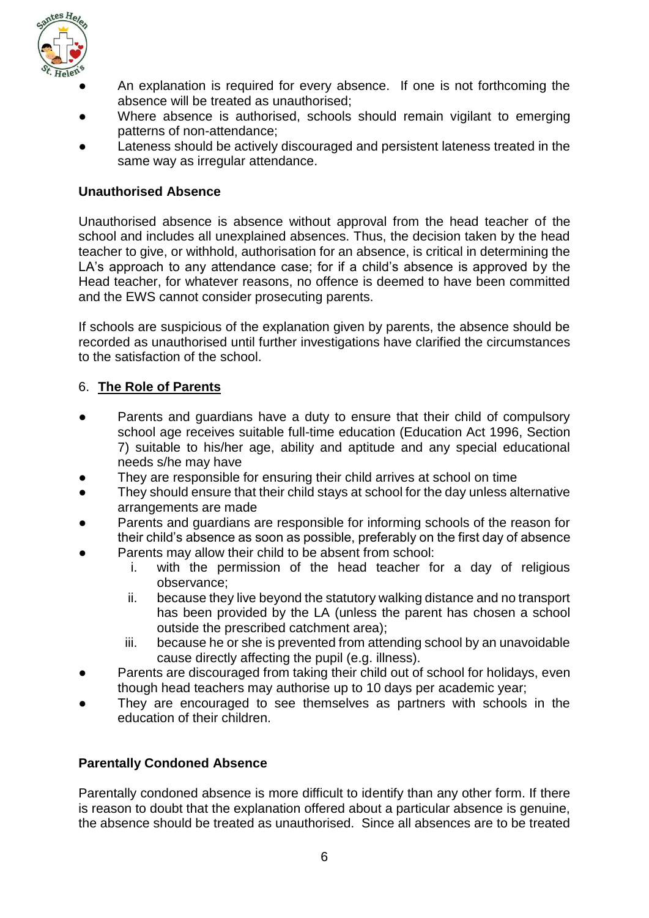- An explanation is required for every absence. If one is not forthcoming the absence will be treated as unauthorised;
- Where absence is authorised, schools should remain vigilant to emerging patterns of non-attendance;
- Lateness should be actively discouraged and persistent lateness treated in the same way as irregular attendance.

**Unauthorised Absence**

Unauthorised absence is absence without approval from the head teacher of the school and includes all unexplained absences. Thus, the decision taken by the head teacher to give, or withhold, authorisation for an absence, is critical in determining the LA's approach to any attendance case; for if a child's absence is approved by the Head teacher, for whatever reasons, no offence is deemed to have been committed and the EWS cannot consider prosecuting parents.

If schools are suspicious of the explanation given by parents, the absence should be recorded as unauthorised until further investigations have clarified the circumstances to the satisfaction of the school.

## 6. The Role of Parents

- Parents and guardians have a duty to ensure that their child of compulsory school age receives suitable full-time education (Education Act 1996, Section 7) suitable to his/her age, ability and aptitude and any special educational needs s/he may have
- They are responsible for ensuring their child arrives at school on time
- They should ensure that their child stays at school for the day unless alternative arrangements are made
- Parents and guardians are responsible for informing schools of the reason for their child's absence as soon as possible, preferably on the first day of absence
- Parents may allow their child to be absent from school:
    i. with the permission of the head teacher for a day of religious observance;
    ii. because they live beyond the statutory walking distance and no transport has been provided by the LA (unless the parent has chosen a school outside the prescribed catchment area);
    iii. because he or she is prevented from attending school by an unavoidable cause directly affecting the pupil (e.g. illness).
- Parents are discouraged from taking their child out of school for holidays, even though head teachers may authorise up to 10 days per academic year;
- They are encouraged to see themselves as partners with schools in the education of their children.

**Parentally Condoned Absence**

Parentally condoned absence is more difficult to identify than any other form. If there is reason to doubt that the explanation offered about a particular absence is genuine, the absence should be treated as unauthorised. Since all absences are to be treated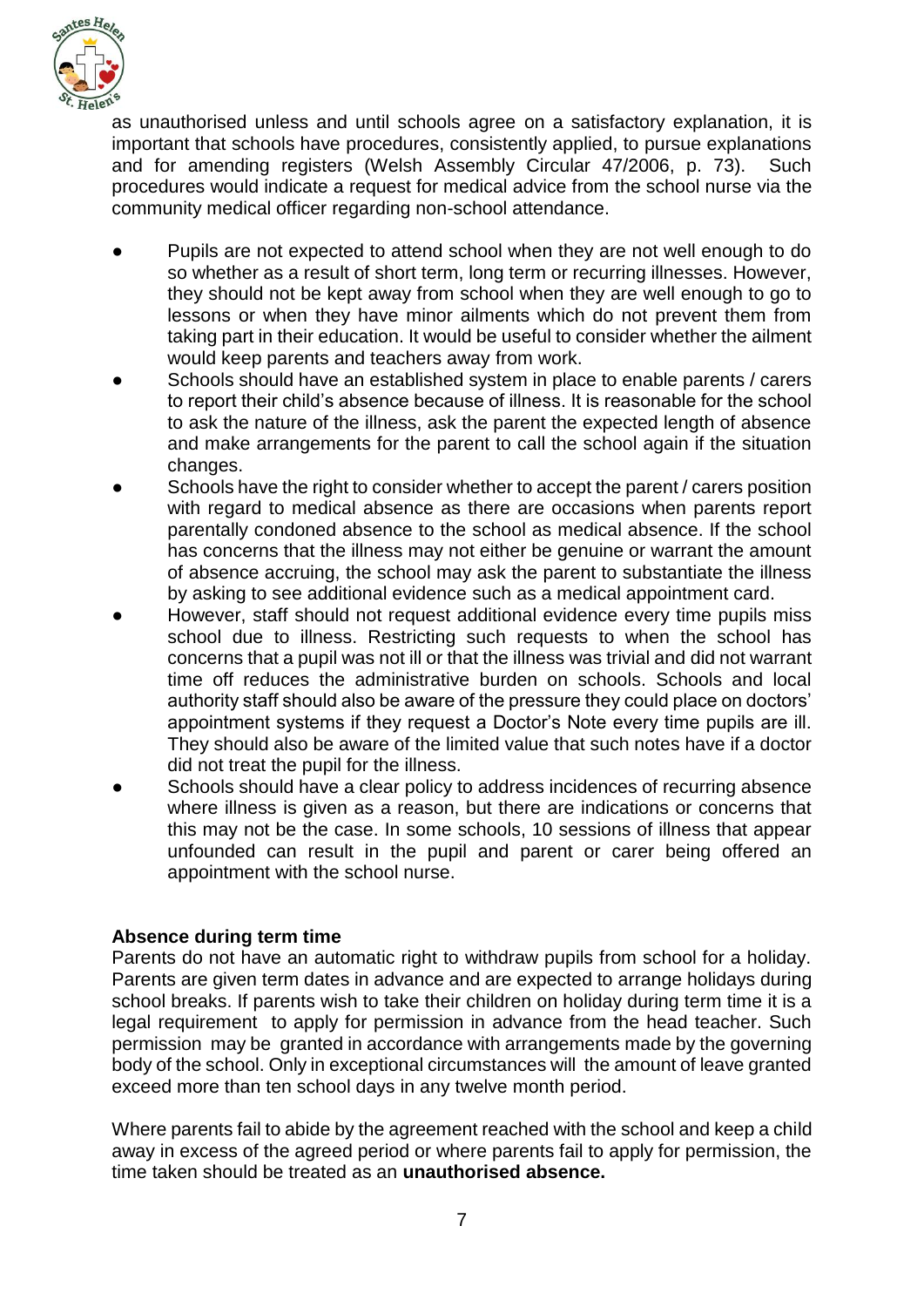as unauthorised unless and until schools agree on a satisfactory explanation, it is important that schools have procedures, consistently applied, to pursue explanations and for amending registers (Welsh Assembly Circular 47/2006, p. 73). Such procedures would indicate a request for medical advice from the school nurse via the community medical officer regarding non-school attendance.

- Pupils are not expected to attend school when they are not well enough to do so whether as a result of short term, long term or recurring illnesses. However, they should not be kept away from school when they are well enough to go to lessons or when they have minor ailments which do not prevent them from taking part in their education. It would be useful to consider whether the ailment would keep parents and teachers away from work.
- Schools should have an established system in place to enable parents / carers to report their child's absence because of illness. It is reasonable for the school to ask the nature of the illness, ask the parent the expected length of absence and make arrangements for the parent to call the school again if the situation changes.
- Schools have the right to consider whether to accept the parent / carers position with regard to medical absence as there are occasions when parents report parentally condoned absence to the school as medical absence. If the school has concerns that the illness may not either be genuine or warrant the amount of absence accruing, the school may ask the parent to substantiate the illness by asking to see additional evidence such as a medical appointment card.
- However, staff should not request additional evidence every time pupils miss school due to illness. Restricting such requests to when the school has concerns that a pupil was not ill or that the illness was trivial and did not warrant time off reduces the administrative burden on schools. Schools and local authority staff should also be aware of the pressure they could place on doctors' appointment systems if they request a Doctor's Note every time pupils are ill. They should also be aware of the limited value that such notes have if a doctor did not treat the pupil for the illness.
- Schools should have a clear policy to address incidences of recurring absence where illness is given as a reason, but there are indications or concerns that this may not be the case. In some schools, 10 sessions of illness that appear unfounded can result in the pupil and parent or carer being offered an appointment with the school nurse.

**Absence during term time**

Parents do not have an automatic right to withdraw pupils from school for a holiday. Parents are given term dates in advance and are expected to arrange holidays during school breaks. If parents wish to take their children on holiday during term time it is a legal requirement to apply for permission in advance from the head teacher. Such permission may be granted in accordance with arrangements made by the governing body of the school. Only in exceptional circumstances will the amount of leave granted exceed more than ten school days in any twelve month period.

Where parents fail to abide by the agreement reached with the school and keep a child away in excess of the agreed period or where parents fail to apply for permission, the time taken should be treated as an **unauthorised absence.**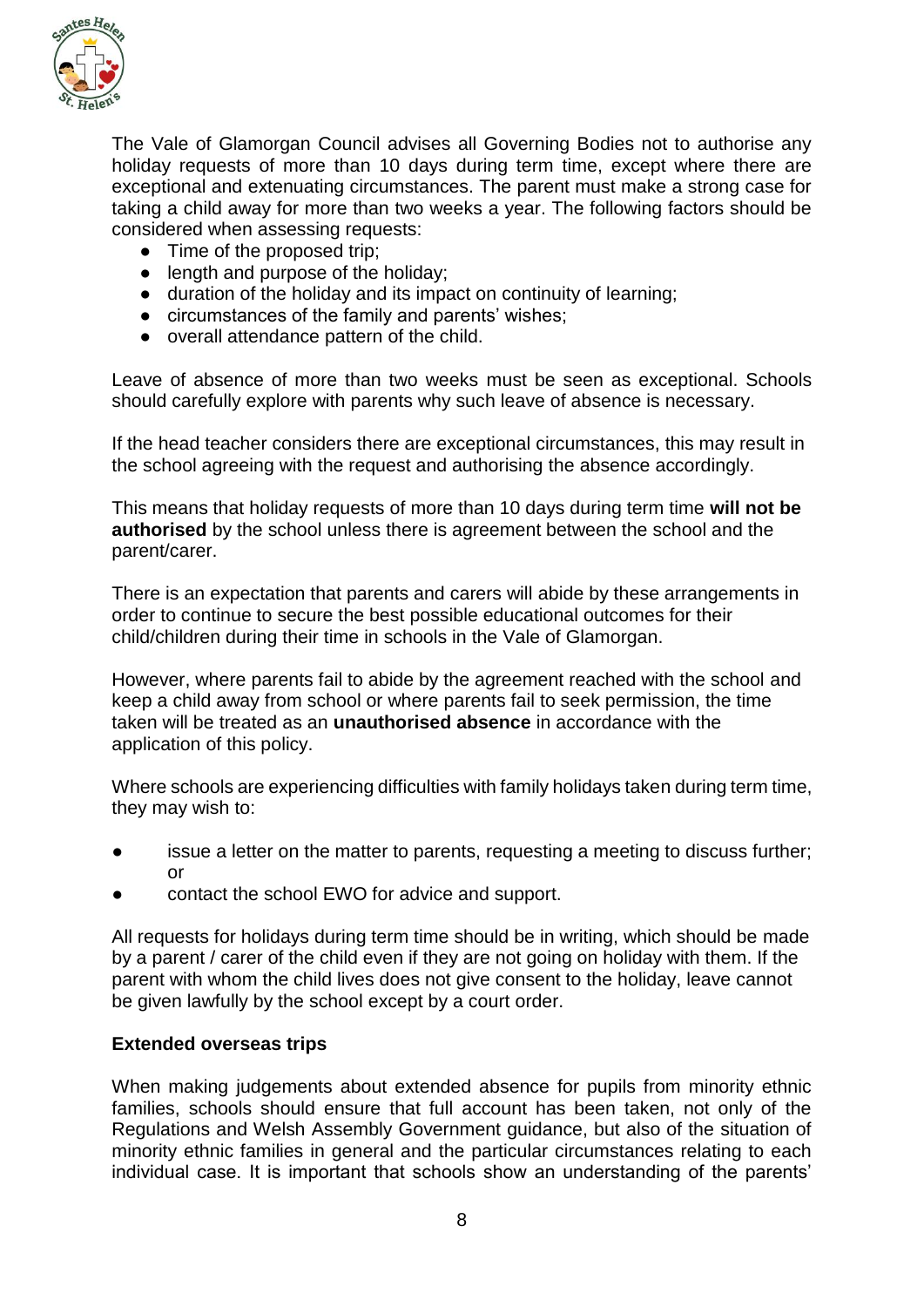The Vale of Glamorgan Council advises all Governing Bodies not to authorise any holiday requests of more than 10 days during term time, except where there are exceptional and extenuating circumstances. The parent must make a strong case for taking a child away for more than two weeks a year. The following factors should be considered when assessing requests:

- Time of the proposed trip;
- length and purpose of the holiday;
- duration of the holiday and its impact on continuity of learning;
- circumstances of the family and parents' wishes;
- overall attendance pattern of the child.

Leave of absence of more than two weeks must be seen as exceptional. Schools should carefully explore with parents why such leave of absence is necessary.

If the head teacher considers there are exceptional circumstances, this may result in the school agreeing with the request and authorising the absence accordingly.

This means that holiday requests of more than 10 days during term time **will not be authorised** by the school unless there is agreement between the school and the parent/carer.

There is an expectation that parents and carers will abide by these arrangements in order to continue to secure the best possible educational outcomes for their child/children during their time in schools in the Vale of Glamorgan.

However, where parents fail to abide by the agreement reached with the school and keep a child away from school or where parents fail to seek permission, the time taken will be treated as an **unauthorised absence** in accordance with the application of this policy.

Where schools are experiencing difficulties with family holidays taken during term time, they may wish to:

- issue a letter on the matter to parents, requesting a meeting to discuss further; or
- contact the school EWO for advice and support.

All requests for holidays during term time should be in writing, which should be made by a parent / carer of the child even if they are not going on holiday with them. If the parent with whom the child lives does not give consent to the holiday, leave cannot be given lawfully by the school except by a court order.

**Extended overseas trips**

When making judgements about extended absence for pupils from minority ethnic families, schools should ensure that full account has been taken, not only of the Regulations and Welsh Assembly Government guidance, but also of the situation of minority ethnic families in general and the particular circumstances relating to each individual case. It is important that schools show an understanding of the parents'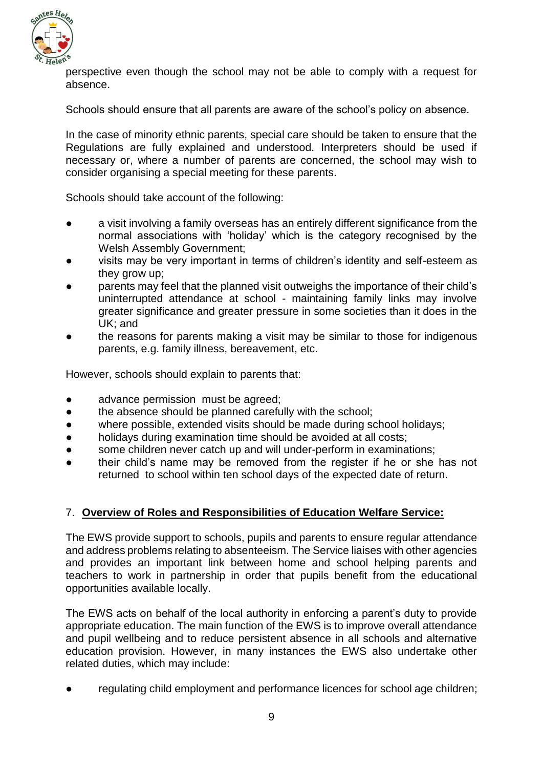perspective even though the school may not be able to comply with a request for absence.

Schools should ensure that all parents are aware of the school's policy on absence.

In the case of minority ethnic parents, special care should be taken to ensure that the Regulations are fully explained and understood. Interpreters should be used if necessary or, where a number of parents are concerned, the school may wish to consider organising a special meeting for these parents.

Schools should take account of the following:

- a visit involving a family overseas has an entirely different significance from the normal associations with 'holiday' which is the category recognised by the Welsh Assembly Government;
- visits may be very important in terms of children's identity and self-esteem as they grow up;
- parents may feel that the planned visit outweighs the importance of their child's uninterrupted attendance at school - maintaining family links may involve greater significance and greater pressure in some societies than it does in the UK; and
- the reasons for parents making a visit may be similar to those for indigenous parents, e.g. family illness, bereavement, etc.

However, schools should explain to parents that:

- advance permission must be agreed;
- the absence should be planned carefully with the school;
- where possible, extended visits should be made during school holidays;
- holidays during examination time should be avoided at all costs;
- some children never catch up and will under-perform in examinations;
- their child's name may be removed from the register if he or she has not returned to school within ten school days of the expected date of return.

## 7. **Overview of Roles and Responsibilities of Education Welfare Service:**

The EWS provide support to schools, pupils and parents to ensure regular attendance and address problems relating to absenteeism. The Service liaises with other agencies and provides an important link between home and school helping parents and teachers to work in partnership in order that pupils benefit from the educational opportunities available locally.

The EWS acts on behalf of the local authority in enforcing a parent's duty to provide appropriate education. The main function of the EWS is to improve overall attendance and pupil wellbeing and to reduce persistent absence in all schools and alternative education provision. However, in many instances the EWS also undertake other related duties, which may include:

- regulating child employment and performance licences for school age children;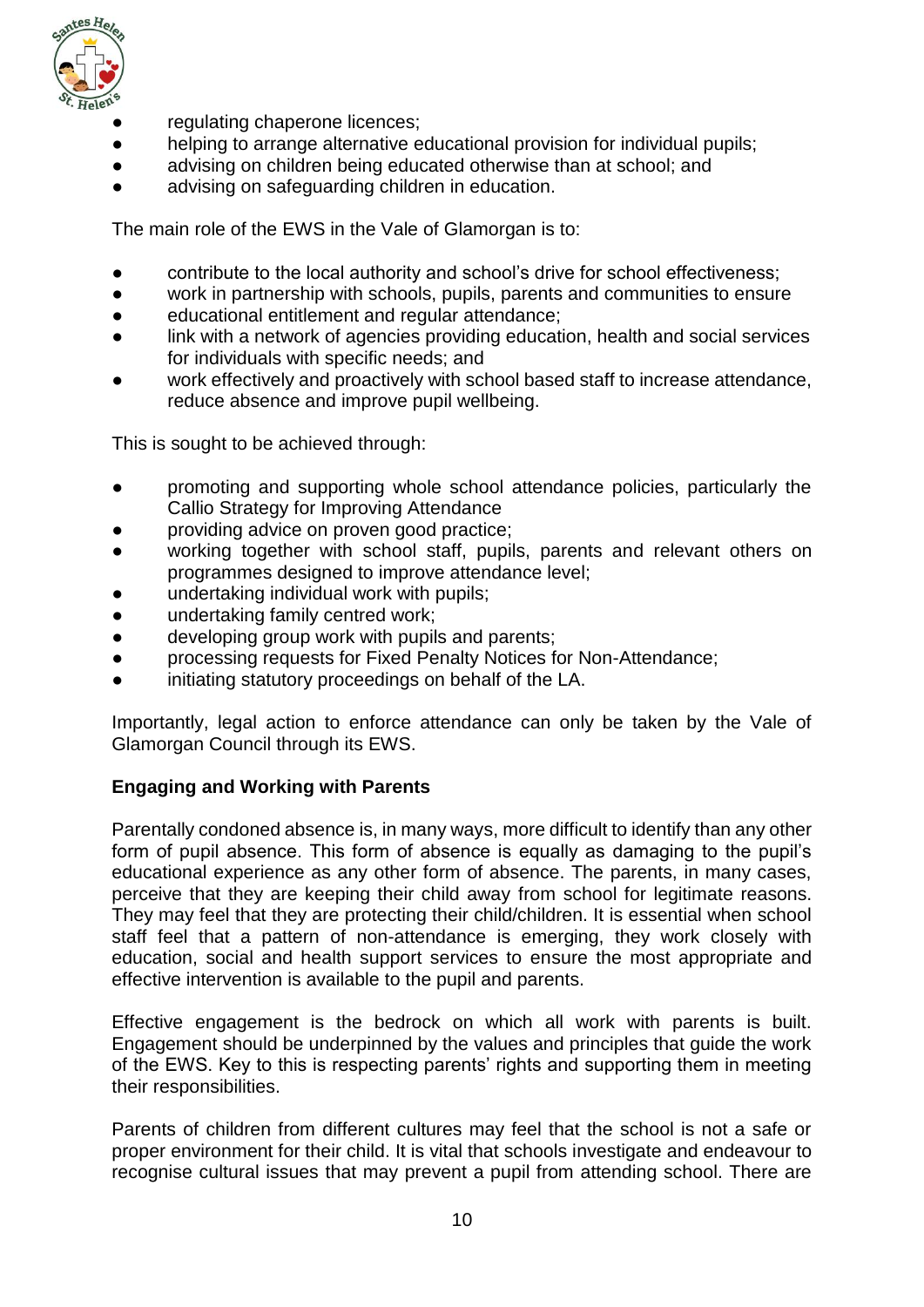- regulating chaperone licences;
- helping to arrange alternative educational provision for individual pupils;
- advising on children being educated otherwise than at school; and
- advising on safeguarding children in education.

The main role of the EWS in the Vale of Glamorgan is to:

- contribute to the local authority and school's drive for school effectiveness;
- work in partnership with schools, pupils, parents and communities to ensure
- educational entitlement and regular attendance;
- link with a network of agencies providing education, health and social services for individuals with specific needs; and
- work effectively and proactively with school based staff to increase attendance, reduce absence and improve pupil wellbeing.

This is sought to be achieved through:

- promoting and supporting whole school attendance policies, particularly the Callio Strategy for Improving Attendance
- providing advice on proven good practice;
- working together with school staff, pupils, parents and relevant others on programmes designed to improve attendance level;
- undertaking individual work with pupils;
- undertaking family centred work;
- developing group work with pupils and parents;
- processing requests for Fixed Penalty Notices for Non-Attendance;
- initiating statutory proceedings on behalf of the LA.

Importantly, legal action to enforce attendance can only be taken by the Vale of Glamorgan Council through its EWS.

**Engaging and Working with Parents**

Parentally condoned absence is, in many ways, more difficult to identify than any other form of pupil absence. This form of absence is equally as damaging to the pupil's educational experience as any other form of absence. The parents, in many cases, perceive that they are keeping their child away from school for legitimate reasons. They may feel that they are protecting their child/children. It is essential when school staff feel that a pattern of non-attendance is emerging, they work closely with education, social and health support services to ensure the most appropriate and effective intervention is available to the pupil and parents.

Effective engagement is the bedrock on which all work with parents is built. Engagement should be underpinned by the values and principles that guide the work of the EWS. Key to this is respecting parents' rights and supporting them in meeting their responsibilities.

Parents of children from different cultures may feel that the school is not a safe or proper environment for their child. It is vital that schools investigate and endeavour to recognise cultural issues that may prevent a pupil from attending school. There are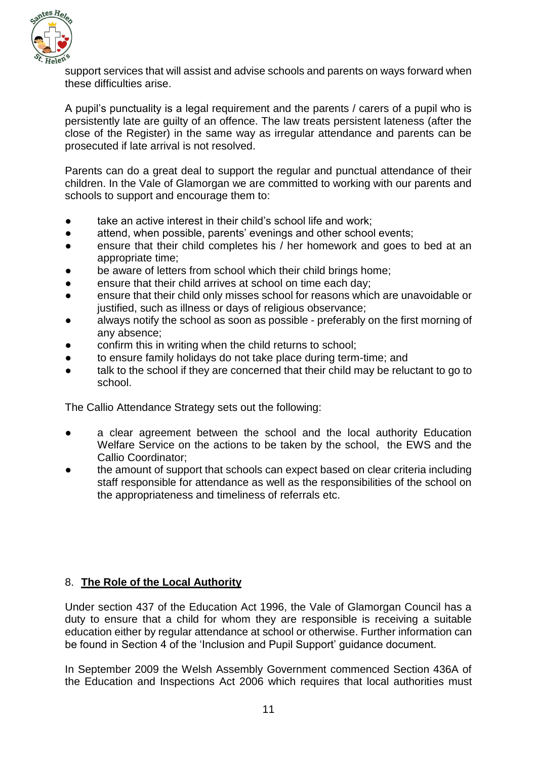support services that will assist and advise schools and parents on ways forward when these difficulties arise.

A pupil's punctuality is a legal requirement and the parents / carers of a pupil who is persistently late are guilty of an offence. The law treats persistent lateness (after the close of the Register) in the same way as irregular attendance and parents can be prosecuted if late arrival is not resolved.

Parents can do a great deal to support the regular and punctual attendance of their children. In the Vale of Glamorgan we are committed to working with our parents and schools to support and encourage them to:

- take an active interest in their child's school life and work;
- attend, when possible, parents' evenings and other school events;
- ensure that their child completes his / her homework and goes to bed at an appropriate time;
- be aware of letters from school which their child brings home;
- ensure that their child arrives at school on time each day;
- ensure that their child only misses school for reasons which are unavoidable or justified, such as illness or days of religious observance;
- always notify the school as soon as possible - preferably on the first morning of any absence;
- confirm this in writing when the child returns to school;
- to ensure family holidays do not take place during term-time; and
- talk to the school if they are concerned that their child may be reluctant to go to school.

The Callio Attendance Strategy sets out the following:

- a clear agreement between the school and the local authority Education Welfare Service on the actions to be taken by the school, the EWS and the Callio Coordinator;
- the amount of support that schools can expect based on clear criteria including staff responsible for attendance as well as the responsibilities of the school on the appropriateness and timeliness of referrals etc.

## 8. **<u>The Role of the Local Authority</u>**

Under section 437 of the Education Act 1996, the Vale of Glamorgan Council has a duty to ensure that a child for whom they are responsible is receiving a suitable education either by regular attendance at school or otherwise. Further information can be found in Section 4 of the 'Inclusion and Pupil Support' guidance document.

In September 2009 the Welsh Assembly Government commenced Section 436A of the Education and Inspections Act 2006 which requires that local authorities must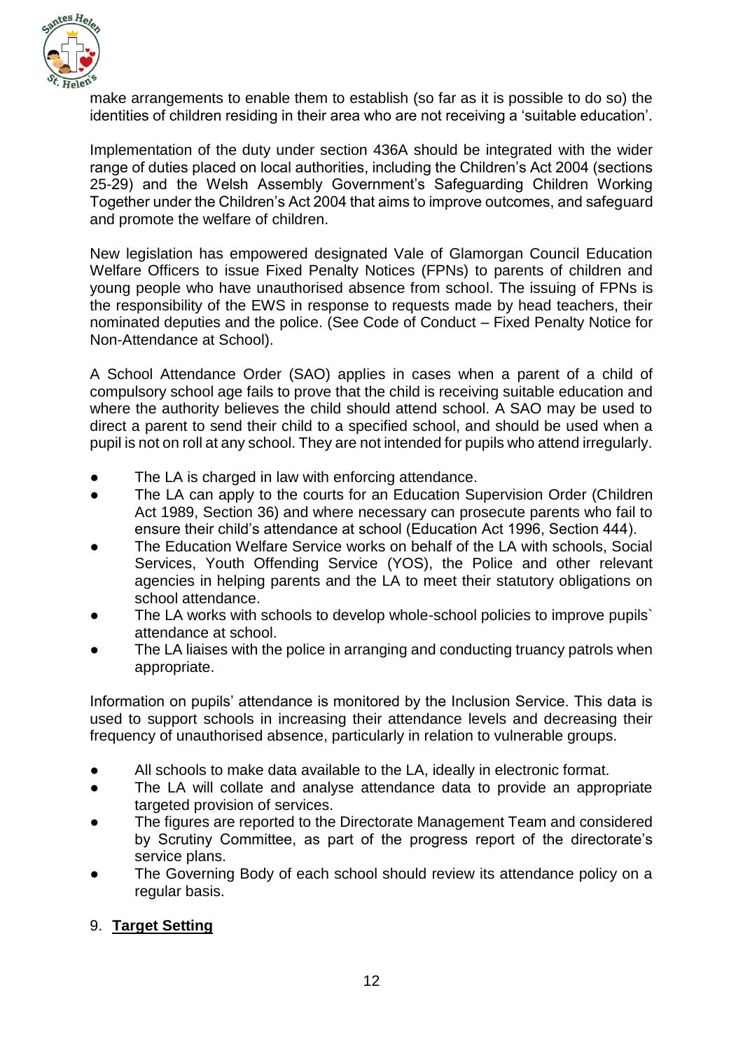make arrangements to enable them to establish (so far as it is possible to do so) the identities of children residing in their area who are not receiving a 'suitable education'.

Implementation of the duty under section 436A should be integrated with the wider range of duties placed on local authorities, including the Children's Act 2004 (sections 25-29) and the Welsh Assembly Government's Safeguarding Children Working Together under the Children's Act 2004 that aims to improve outcomes, and safeguard and promote the welfare of children.

New legislation has empowered designated Vale of Glamorgan Council Education Welfare Officers to issue Fixed Penalty Notices (FPNs) to parents of children and young people who have unauthorised absence from school. The issuing of FPNs is the responsibility of the EWS in response to requests made by head teachers, their nominated deputies and the police. (See Code of Conduct – Fixed Penalty Notice for Non-Attendance at School).

A School Attendance Order (SAO) applies in cases when a parent of a child of compulsory school age fails to prove that the child is receiving suitable education and where the authority believes the child should attend school. A SAO may be used to direct a parent to send their child to a specified school, and should be used when a pupil is not on roll at any school. They are not intended for pupils who attend irregularly.

- The LA is charged in law with enforcing attendance.
- The LA can apply to the courts for an Education Supervision Order (Children Act 1989, Section 36) and where necessary can prosecute parents who fail to ensure their child's attendance at school (Education Act 1996, Section 444).
- The Education Welfare Service works on behalf of the LA with schools, Social Services, Youth Offending Service (YOS), the Police and other relevant agencies in helping parents and the LA to meet their statutory obligations on school attendance.
- The LA works with schools to develop whole-school policies to improve pupils` attendance at school.
- The LA liaises with the police in arranging and conducting truancy patrols when appropriate.

Information on pupils' attendance is monitored by the Inclusion Service. This data is used to support schools in increasing their attendance levels and decreasing their frequency of unauthorised absence, particularly in relation to vulnerable groups.

- All schools to make data available to the LA, ideally in electronic format.
- The LA will collate and analyse attendance data to provide an appropriate targeted provision of services.
- The figures are reported to the Directorate Management Team and considered by Scrutiny Committee, as part of the progress report of the directorate's service plans.
- The Governing Body of each school should review its attendance policy on a regular basis.

## 9. <u>**Target Setting**</u>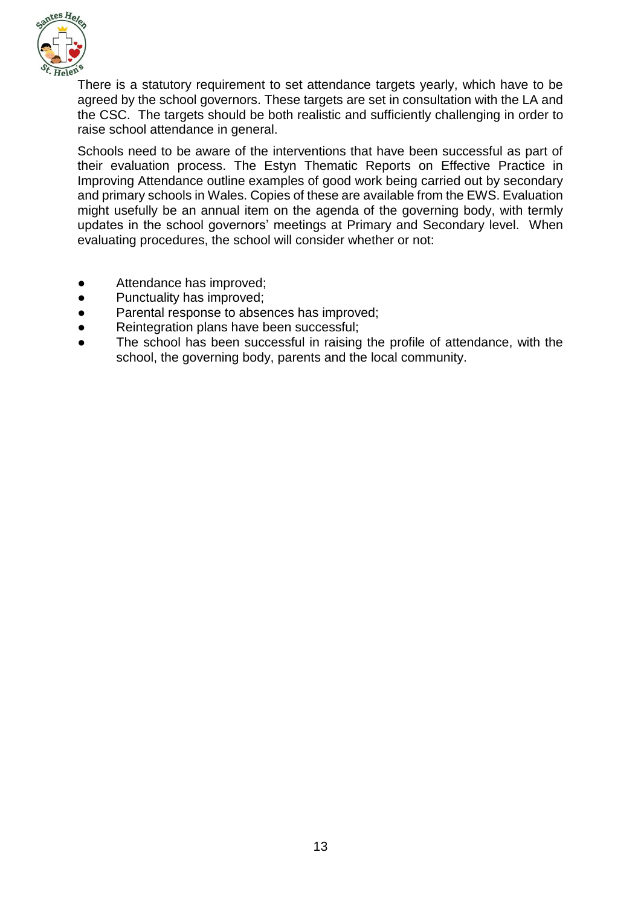There is a statutory requirement to set attendance targets yearly, which have to be agreed by the school governors. These targets are set in consultation with the LA and the CSC. The targets should be both realistic and sufficiently challenging in order to raise school attendance in general.

Schools need to be aware of the interventions that have been successful as part of their evaluation process. The Estyn Thematic Reports on Effective Practice in Improving Attendance outline examples of good work being carried out by secondary and primary schools in Wales. Copies of these are available from the EWS. Evaluation might usefully be an annual item on the agenda of the governing body, with termly updates in the school governors' meetings at Primary and Secondary level. When evaluating procedures, the school will consider whether or not:

- Attendance has improved;
- Punctuality has improved;
- Parental response to absences has improved;
- Reintegration plans have been successful;
- The school has been successful in raising the profile of attendance, with the school, the governing body, parents and the local community.